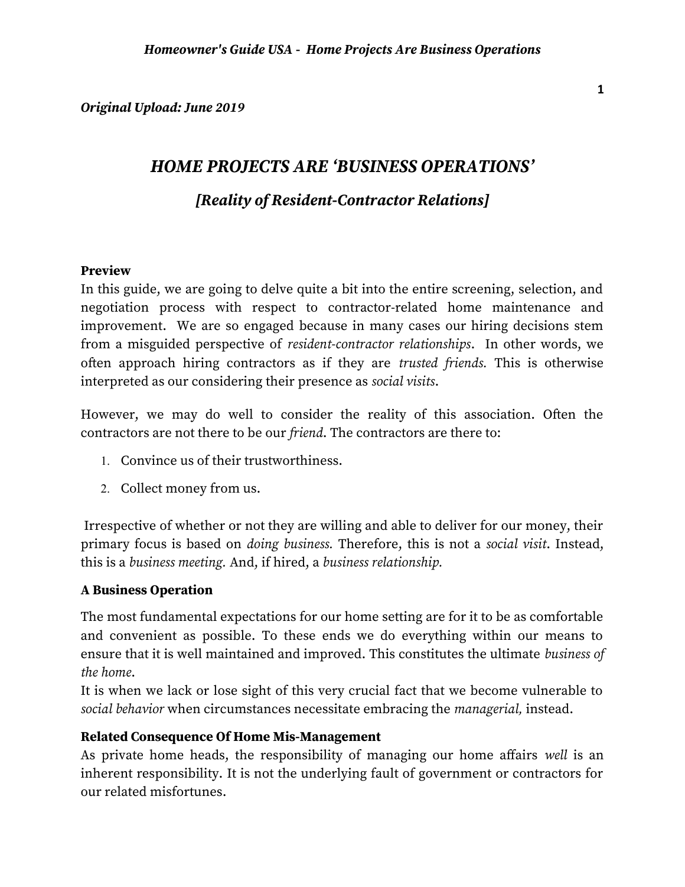*Original Upload: June 2019*

# *HOME PROJECTS ARE 'BUSINESS OPERATIONS'*

## *[Reality of Resident-Contractor Relations]*

**Preview**

In this guide, we are going to delve quite a bit into the entire screening, selection, and negotiation process with respect to contractor-related home maintenance and improvement. We are so engaged because in many cases our hiring decisions stem from a misguided perspective of *resident-contractor relationships*. In other words, we often approach hiring contractors as if they are *trusted friends.* This is otherwise interpreted as our considering their presence as *social visits*.

However, we may do well to consider the reality of this association. Often the contractors are not there to be our *friend*. The contractors are there to:

1. Convince us of their trustworthiness.
2. Collect money from us.

Irrespective of whether or not they are willing and able to deliver for our money, their primary focus is based on *doing business.* Therefore, this is not a *social visit*. Instead, this is a *business meeting.* And, if hired, a *business relationship.*

**A Business Operation**

The most fundamental expectations for our home setting are for it to be as comfortable and convenient as possible. To these ends we do everything within our means to ensure that it is well maintained and improved. This constitutes the ultimate *business of the home*.

It is when we lack or lose sight of this very crucial fact that we become vulnerable to *social behavior* when circumstances necessitate embracing the *managerial,* instead.

**Related Consequence Of Home Mis-Management**

As private home heads, the responsibility of managing our home affairs *well* is an inherent responsibility. It is not the underlying fault of government or contractors for our related misfortunes.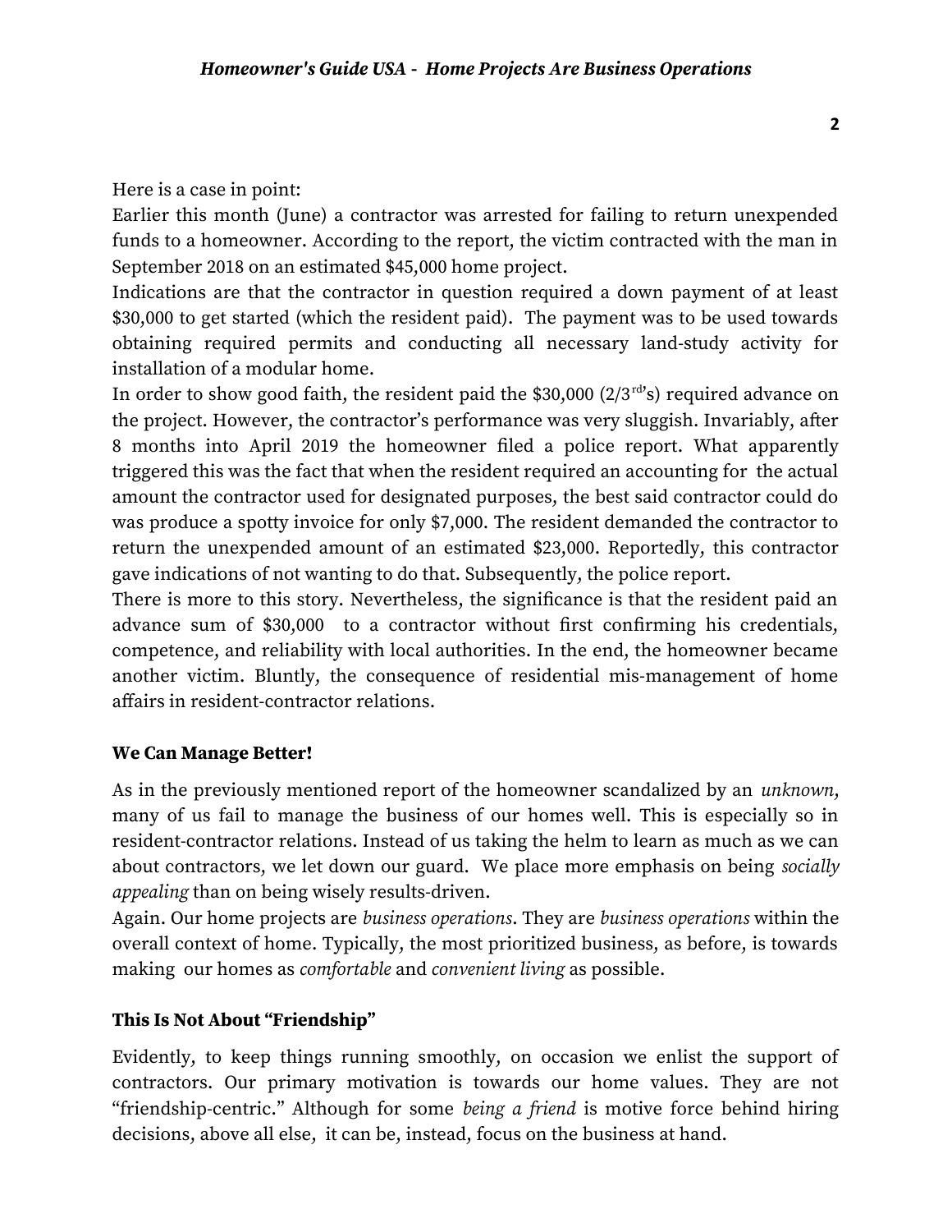Here is a case in point:

Earlier this month (June) a contractor was arrested for failing to return unexpended funds to a homeowner. According to the report, the victim contracted with the man in September 2018 on an estimated $45,000 home project.

Indications are that the contractor in question required a down payment of at least $30,000 to get started (which the resident paid). The payment was to be used towards obtaining required permits and conducting all necessary land-study activity for installation of a modular home.

In order to show good faith, the resident paid the $30,000 (2/3rd's) required advance on the project. However, the contractor's performance was very sluggish. Invariably, after 8 months into April 2019 the homeowner filed a police report. What apparently triggered this was the fact that when the resident required an accounting for the actual amount the contractor used for designated purposes, the best said contractor could do was produce a spotty invoice for only $7,000. The resident demanded the contractor to return the unexpended amount of an estimated $23,000. Reportedly, this contractor gave indications of not wanting to do that. Subsequently, the police report.

There is more to this story. Nevertheless, the significance is that the resident paid an advance sum of $30,000 to a contractor without first confirming his credentials, competence, and reliability with local authorities. In the end, the homeowner became another victim. Bluntly, the consequence of residential mis-management of home affairs in resident-contractor relations.

**We Can Manage Better!**

As in the previously mentioned report of the homeowner scandalized by an *unknown*, many of us fail to manage the business of our homes well. This is especially so in resident-contractor relations. Instead of us taking the helm to learn as much as we can about contractors, we let down our guard. We place more emphasis on being *socially appealing* than on being wisely results-driven.

Again. Our home projects are *business operations*. They are *business operations* within the overall context of home. Typically, the most prioritized business, as before, is towards making our homes as *comfortable* and *convenient living* as possible.

**This Is Not About "Friendship"**

Evidently, to keep things running smoothly, on occasion we enlist the support of contractors. Our primary motivation is towards our home values. They are not "friendship-centric." Although for some *being a friend* is motive force behind hiring decisions, above all else, it can be, instead, focus on the business at hand.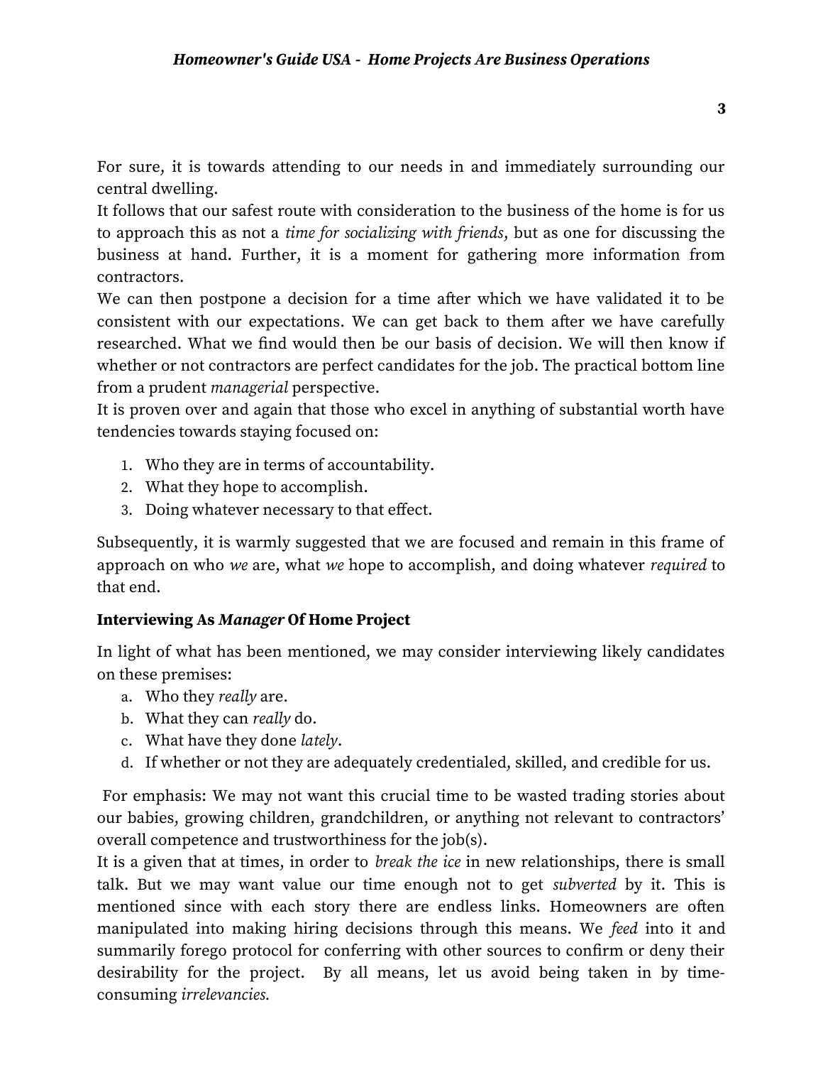For sure, it is towards attending to our needs in and immediately surrounding our central dwelling.

It follows that our safest route with consideration to the business of the home is for us to approach this as not a *time for socializing with friends,* but as one for discussing the business at hand. Further, it is a moment for gathering more information from contractors.

We can then postpone a decision for a time after which we have validated it to be consistent with our expectations. We can get back to them after we have carefully researched. What we find would then be our basis of decision. We will then know if whether or not contractors are perfect candidates for the job. The practical bottom line from a prudent *managerial* perspective.

It is proven over and again that those who excel in anything of substantial worth have tendencies towards staying focused on:

1. Who they are in terms of accountability.
2. What they hope to accomplish.
3. Doing whatever necessary to that effect.

Subsequently, it is warmly suggested that we are focused and remain in this frame of approach on who *we* are, what *we* hope to accomplish, and doing whatever *required* to that end.

**Interviewing As *Manager* Of Home Project**

In light of what has been mentioned, we may consider interviewing likely candidates on these premises:

a. Who they *really* are.
b. What they can *really* do.
c. What have they done *lately*.
d. If whether or not they are adequately credentialed, skilled, and credible for us.

For emphasis: We may not want this crucial time to be wasted trading stories about our babies, growing children, grandchildren, or anything not relevant to contractors' overall competence and trustworthiness for the job(s).

It is a given that at times, in order to *break the ice* in new relationships, there is small talk. But we may want value our time enough not to get *subverted* by it. This is mentioned since with each story there are endless links. Homeowners are often manipulated into making hiring decisions through this means. We *feed* into it and summarily forego protocol for conferring with other sources to confirm or deny their desirability for the project. By all means, let us avoid being taken in by time-consuming *irrelevancies.*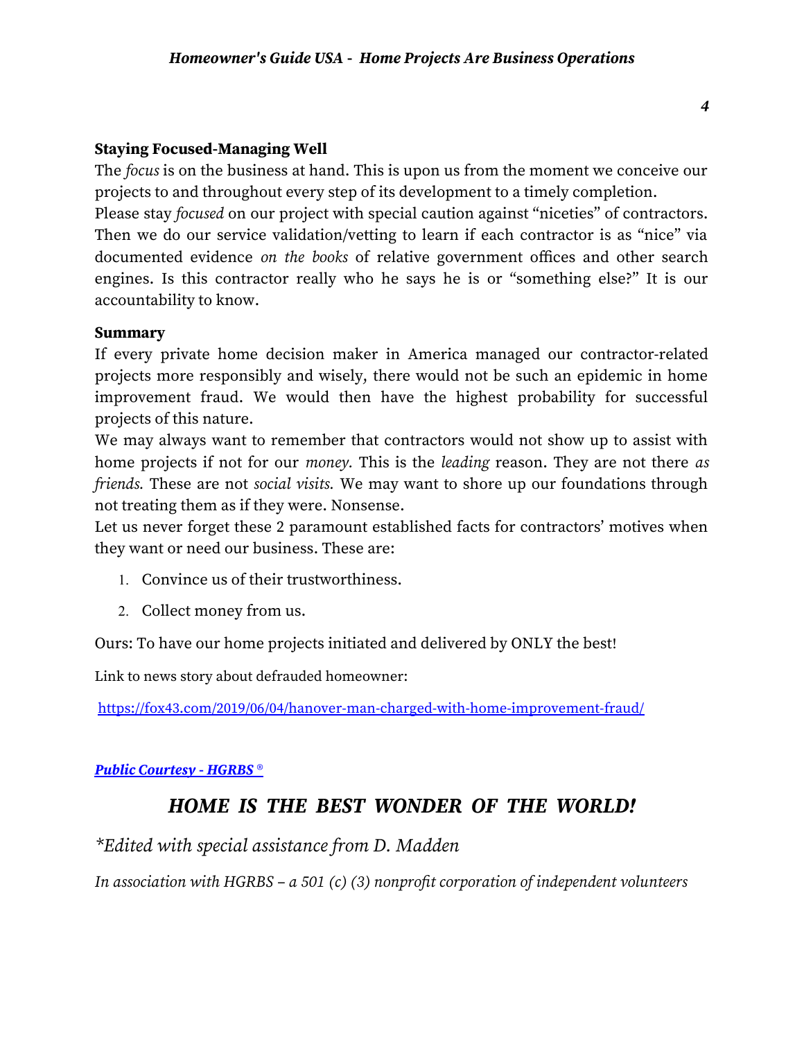**Staying Focused-Managing Well**

The *focus* is on the business at hand. This is upon us from the moment we conceive our projects to and throughout every step of its development to a timely completion.

Please stay *focused* on our project with special caution against "niceties" of contractors. Then we do our service validation/vetting to learn if each contractor is as "nice" via documented evidence *on the books* of relative government offices and other search engines. Is this contractor really who he says he is or "something else?" It is our accountability to know.

**Summary**

If every private home decision maker in America managed our contractor-related projects more responsibly and wisely, there would not be such an epidemic in home improvement fraud. We would then have the highest probability for successful projects of this nature.

We may always want to remember that contractors would not show up to assist with home projects if not for our *money.* This is the *leading* reason. They are not there *as friends.* These are not *social visits.* We may want to shore up our foundations through not treating them as if they were. Nonsense.

Let us never forget these 2 paramount established facts for contractors' motives when they want or need our business. These are:

1. Convince us of their trustworthiness.
2. Collect money from us.

Ours: To have our home projects initiated and delivered by ONLY the best!

Link to news story about defrauded homeowner:

[https://fox43.com/2019/06/04/hanover-man-charged-with-home-improvement-fraud/](https://fox43.com/2019/06/04/hanover-man-charged-with-home-improvement-fraud/)

***Public Courtesy - HGRBS ®***

## *HOME IS THE BEST WONDER OF THE WORLD!*

*\*Edited with special assistance from D. Madden*

*In association with HGRBS – a 501 (c) (3) nonprofit corporation of independent volunteers*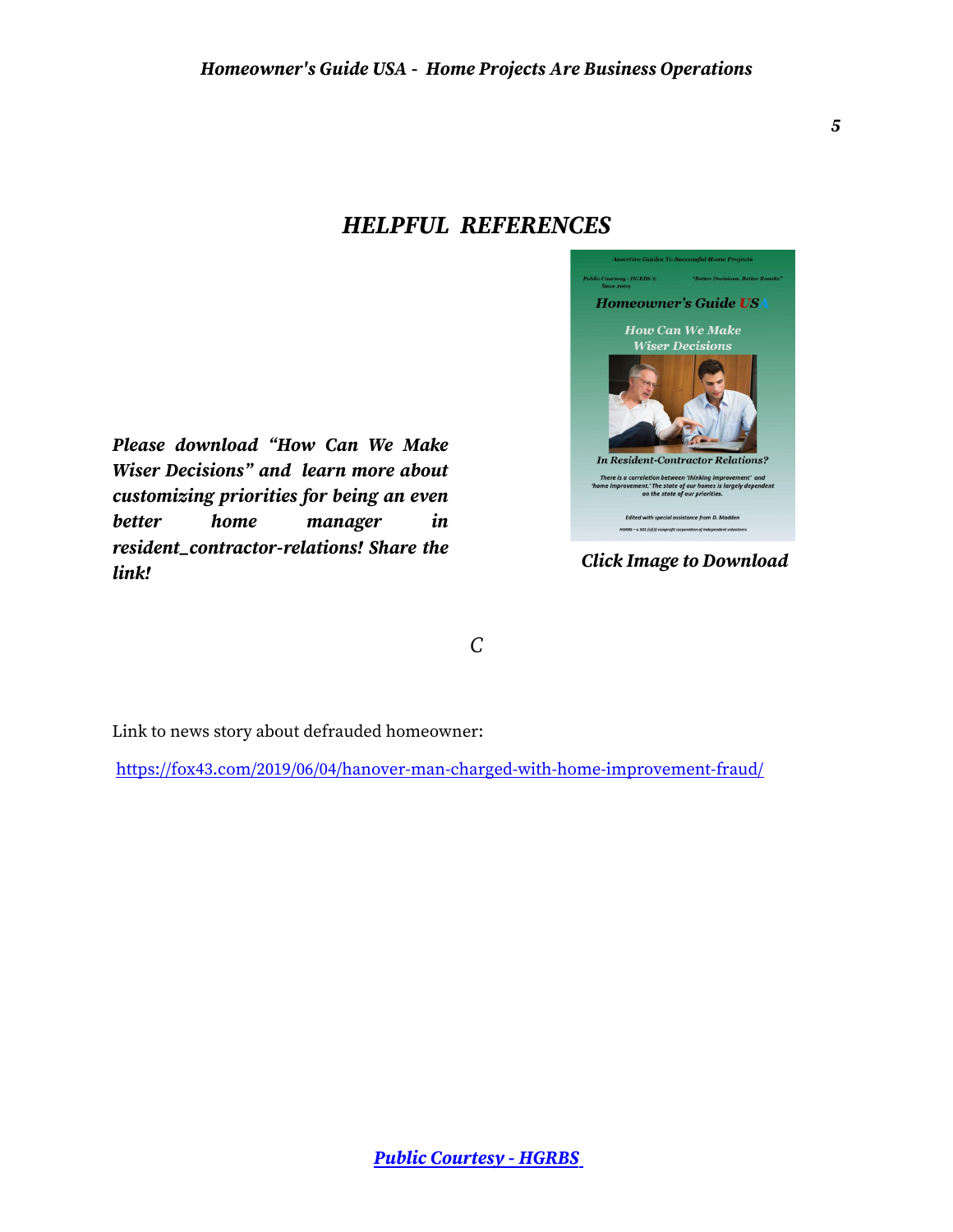## *HELPFUL REFERENCES*

***Please download "How Can We Make Wiser Decisions" and learn more about customizing priorities for being an even better home manager in resident_contractor-relations! Share the link!***

***Click Image to Download***

*C*

Link to news story about defrauded homeowner:

https://fox43.com/2019/06/04/hanover-man-charged-with-home-improvement-fraud/

***Public Courtesy - HGRBS***